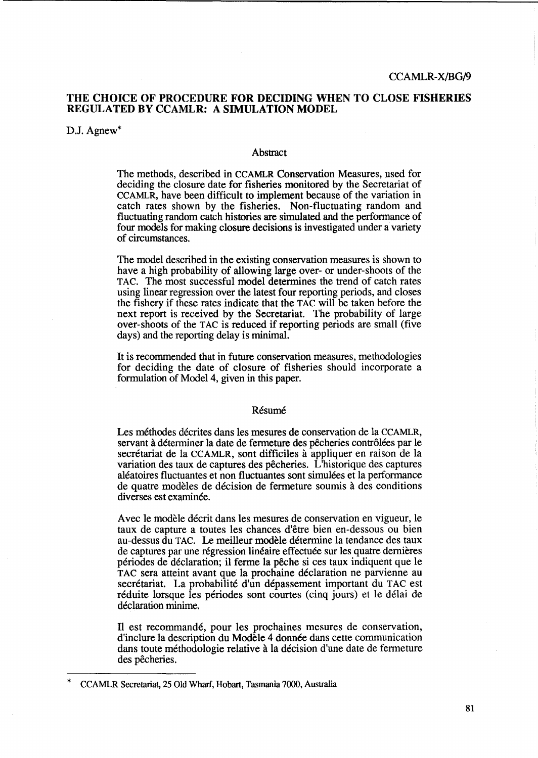CCAMLR-X/BG/9

# THE CHOICE OF PROCEDURE FOR DECIDING WHEN TO CLOSE FISHERIES REGULATED BY CCAMLR: A SIMULATION MODEL

D.J. Agnew*

## Abstract

The methods, described in CCAMLR Conservation Measures, used for deciding the closure date for fisheries monitored by the Secretariat of CCAMLR, have been difficult to implement because of the variation in catch rates shown by the fisheries. Non-fluctuating random and fluctuating random catch histories are simulated and the performance of four models for making closure decisions is investigated under a variety of circumstances.

The model described in the existing conservation measures is shown to have a high probability of allowing large over- or under-shoots of the TAC. The most successful model determines the trend of catch rates using linear regression over the latest four reporting periods, and closes the fishery if these rates indicate that the TAC will be taken before the next report is received by the Secretariat. The probability of large over-shoots of the TAC is reduced if reporting periods are small (five days) and the reporting delay is minimal.

It is recommended that in future conservation measures, methodologies for deciding the date of closure of fisheries should incorporate a formulation of Model 4, given in this paper.

## Résumé

Les méthodes décrites dans les mesures de conservation de la CCAMLR, servant à déterminer la date de fermeture des pêcheries contrôlées par le secrétariat de la CCAMLR, sont difficiles à appliquer en raison de la variation des taux de captures des pêcheries. L'historique des captures aléatoires fluctuantes et non fluctuantes sont simulées et la performance de quatre modèles de décision de fermeture soumis à des conditions diverses est examinée.

Avec le modèle décrit dans les mesures de conservation en vigueur, le taux de capture a toutes les chances d'être bien en-dessous ou bien au-dessus du TAC. Le meilleur modèle détermine la tendance des taux de captures par une régression linéaire effectuée sur les quatre dernières périodes de déclaration; il ferme la pêche si ces taux indiquent que le TAC sera atteint avant que la prochaine déclaration ne parvienne au secrétariat. La probabilité d'un dépassement important du TAC est réduite lorsque les périodes sont courtes (cinq jours) et le délai de déclaration minime.

Il est recommandé, pour les prochaines mesures de conservation, d'inclure la description du Modèle 4 donnée dans cette communication dans toute méthodologie relative à la décision d'une date de fermeture des pêcheries.

---

\* CCAMLR Secretariat, 25 Old Wharf, Hobart, Tasmania 7000, Australia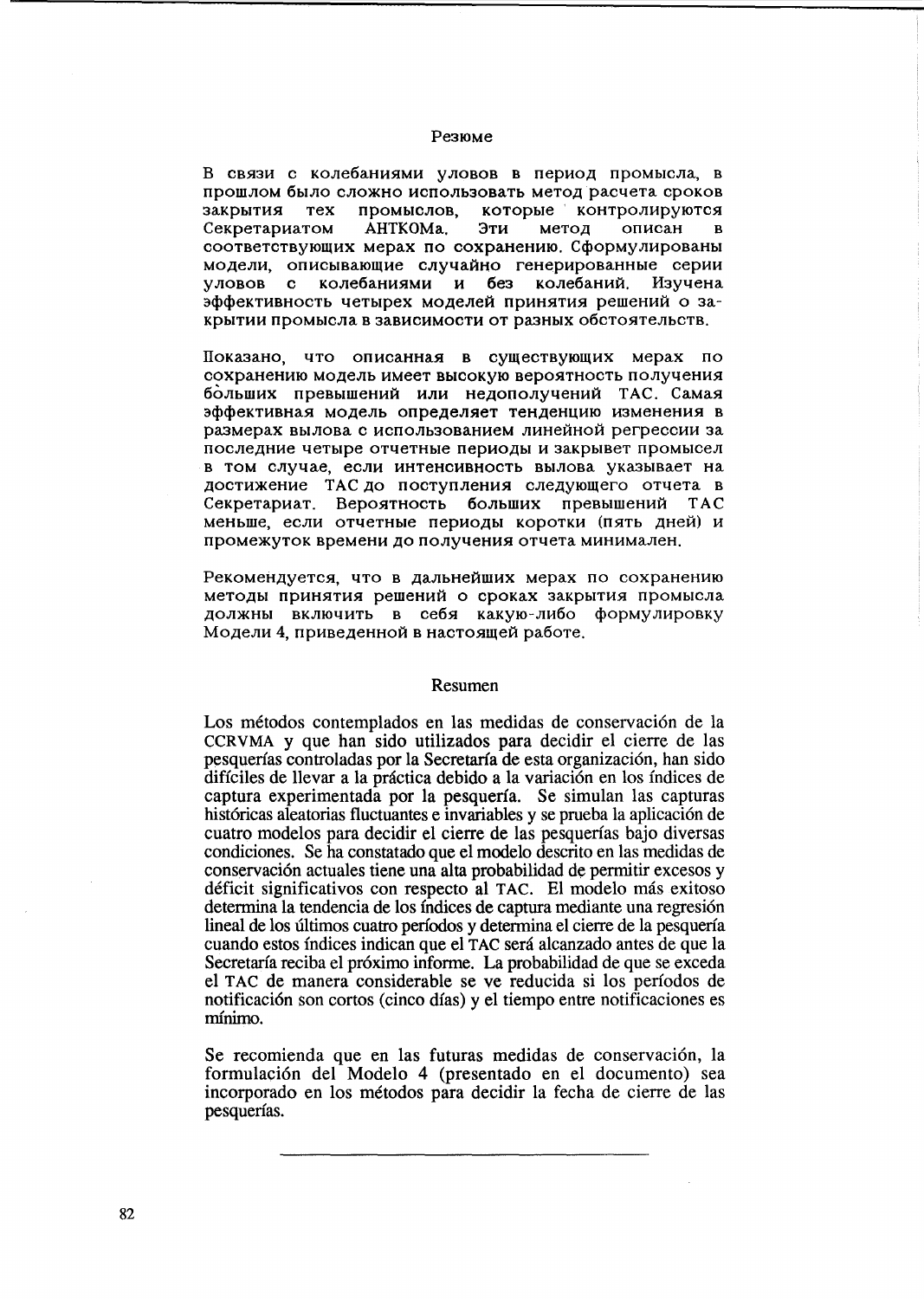## Резюме

В связи с колебаниями уловов в период промысла, в прошлом было сложно использовать метод расчета сроков закрытия тех промыслов, которые контролируются Секретариатом АНТКОМа. Эти метод описан в соответствующих мерах по сохранению. Сформулированы модели, описывающие случайно генерированные серии уловов с колебаниями и без колебаний. Изучена эффективность четырех моделей принятия решений о закрытии промысла в зависимости от разных обстоятельств.

Показано, что описанная в существующих мерах по сохранению модель имеет высокую вероятность получения бо̀льших превышений или недополучений TAC. Самая эффективная модель определяет тенденцию изменения в размерах вылова с использованием линейной регрессии за последние четыре отчетные периоды и закрывет промысел в том случае, если интенсивность вылова указывает на достижение TAC до поступления следующего отчета в Секретариат. Вероятность больших превышений TAC меньше, если отчетные периоды коротки (пять дней) и промежуток времени до получения отчета минимален.

Рекомендуется, что в дальнейших мерах по сохранению методы принятия решений о сроках закрытия промысла должны включить в себя какую-либо формулировку Модели 4, приведенной в настоящей работе.

## Resumen

Los métodos contemplados en las medidas de conservación de la CCRVMA y que han sido utilizados para decidir el cierre de las pesquerías controladas por la Secretaría de esta organización, han sido difíciles de llevar a la práctica debido a la variación en los índices de captura experimentada por la pesquería. Se simulan las capturas históricas aleatorias fluctuantes e invariables y se prueba la aplicación de cuatro modelos para decidir el cierre de las pesquerías bajo diversas condiciones. Se ha constatado que el modelo descrito en las medidas de conservación actuales tiene una alta probabilidad de permitir excesos y déficit significativos con respecto al TAC. El modelo más exitoso determina la tendencia de los índices de captura mediante una regresión lineal de los últimos cuatro períodos y determina el cierre de la pesquería cuando estos índices indican que el TAC será alcanzado antes de que la Secretaría reciba el próximo informe. La probabilidad de que se exceda el TAC de manera considerable se ve reducida si los períodos de notificación son cortos (cinco días) y el tiempo entre notificaciones es mínimo.

Se recomienda que en las futuras medidas de conservación, la formulación del Modelo 4 (presentado en el documento) sea incorporado en los métodos para decidir la fecha de cierre de las pesquerías.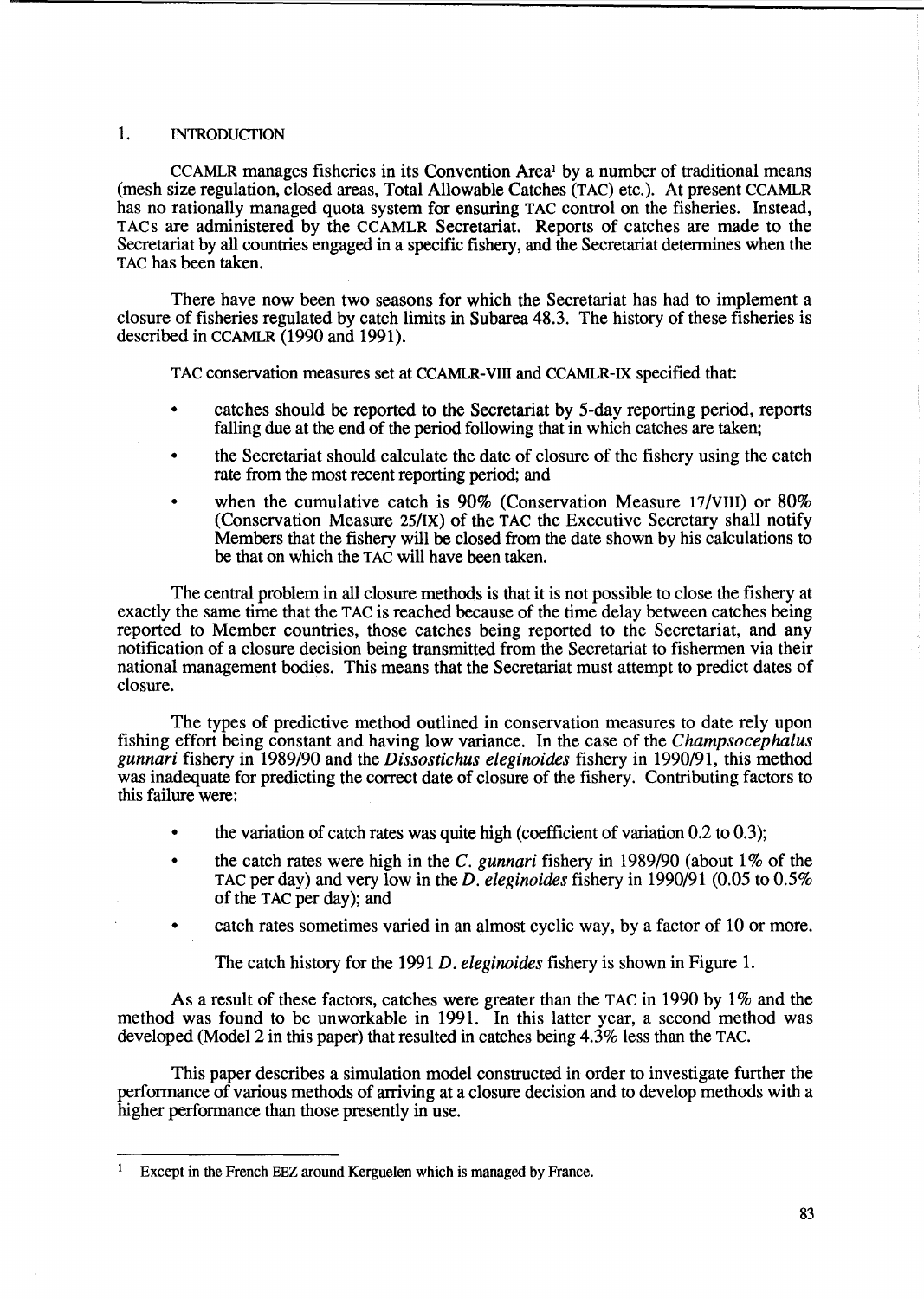## 1. INTRODUCTION

CCAMLR manages fisheries in its Convention Area[1] by a number of traditional means (mesh size regulation, closed areas, Total Allowable Catches (TAC) etc.). At present CCAMLR has no rationally managed quota system for ensuring TAC control on the fisheries. Instead, TACs are administered by the CCAMLR Secretariat. Reports of catches are made to the Secretariat by all countries engaged in a specific fishery, and the Secretariat determines when the TAC has been taken.

There have now been two seasons for which the Secretariat has had to implement a closure of fisheries regulated by catch limits in Subarea 48.3. The history of these fisheries is described in CCAMLR (1990 and 1991).

TAC conservation measures set at CCAMLR-VIII and CCAMLR-IX specified that:

- catches should be reported to the Secretariat by 5-day reporting period, reports falling due at the end of the period following that in which catches are taken;
- the Secretariat should calculate the date of closure of the fishery using the catch rate from the most recent reporting period; and
- when the cumulative catch is 90% (Conservation Measure 17/VIII) or 80% (Conservation Measure 25/IX) of the TAC the Executive Secretary shall notify Members that the fishery will be closed from the date shown by his calculations to be that on which the TAC will have been taken.

The central problem in all closure methods is that it is not possible to close the fishery at exactly the same time that the TAC is reached because of the time delay between catches being reported to Member countries, those catches being reported to the Secretariat, and any notification of a closure decision being transmitted from the Secretariat to fishermen via their national management bodies. This means that the Secretariat must attempt to predict dates of closure.

The types of predictive method outlined in conservation measures to date rely upon fishing effort being constant and having low variance. In the case of the *Champsocephalus gunnari* fishery in 1989/90 and the *Dissostichus eleginoides* fishery in 1990/91, this method was inadequate for predicting the correct date of closure of the fishery. Contributing factors to this failure were:

- the variation of catch rates was quite high (coefficient of variation 0.2 to 0.3);
- the catch rates were high in the *C. gunnari* fishery in 1989/90 (about 1% of the TAC per day) and very low in the *D. eleginoides* fishery in 1990/91 (0.05 to 0.5% of the TAC per day); and
- catch rates sometimes varied in an almost cyclic way, by a factor of 10 or more.

The catch history for the 1991 *D. eleginoides* fishery is shown in Figure 1.

As a result of these factors, catches were greater than the TAC in 1990 by 1% and the method was found to be unworkable in 1991. In this latter year, a second method was developed (Model 2 in this paper) that resulted in catches being 4.3% less than the TAC.

This paper describes a simulation model constructed in order to investigate further the performance of various methods of arriving at a closure decision and to develop methods with a higher performance than those presently in use.

---

[1] Except in the French EEZ around Kerguelen which is managed by France.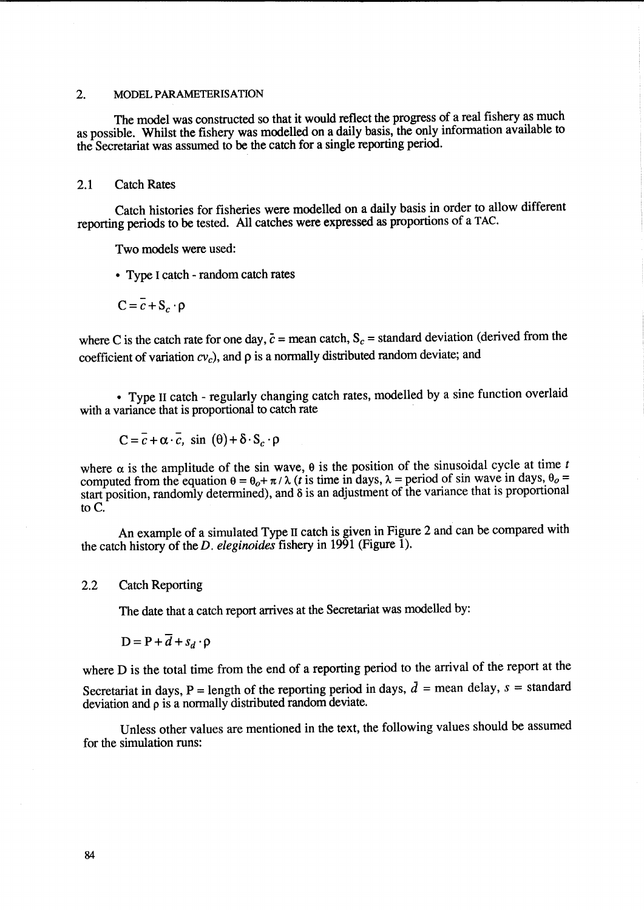## 2. MODEL PARAMETERISATION

The model was constructed so that it would reflect the progress of a real fishery as much as possible. Whilst the fishery was modelled on a daily basis, the only information available to the Secretariat was assumed to be the catch for a single reporting period.

### 2.1 Catch Rates

Catch histories for fisheries were modelled on a daily basis in order to allow different reporting periods to be tested. All catches were expressed as proportions of a TAC.

Two models were used:

- Type I catch - random catch rates

$$C = \bar{c} + S_c \cdot \rho$$

where C is the catch rate for one day, $\bar{c}$ = mean catch, $S_c$ = standard deviation (derived from the coefficient of variation $cv_c$), and $\rho$ is a normally distributed random deviate; and

- Type II catch - regularly changing catch rates, modelled by a sine function overlaid with a variance that is proportional to catch rate

$$C = \bar{c} + \alpha \cdot \bar{c}, \ \sin\ (\theta) + \delta \cdot S_c \cdot \rho$$

where $\alpha$ is the amplitude of the sin wave, $\theta$ is the position of the sinusoidal cycle at time $t$ computed from the equation $\theta = \theta_o + \pi / \lambda$ ($t$ is time in days, $\lambda$ = period of sin wave in days, $\theta_o$ = start position, randomly determined), and $\delta$ is an adjustment of the variance that is proportional to C.

An example of a simulated Type II catch is given in Figure 2 and can be compared with the catch history of the *D. eleginoides* fishery in 1991 (Figure 1).

### 2.2 Catch Reporting

The date that a catch report arrives at the Secretariat was modelled by:

$$D = P + \bar{d} + s_d \cdot \rho$$

where D is the total time from the end of a reporting period to the arrival of the report at the Secretariat in days, P = length of the reporting period in days, $\bar{d}$ = mean delay, $s$ = standard deviation and $\rho$ is a normally distributed random deviate.

Unless other values are mentioned in the text, the following values should be assumed for the simulation runs: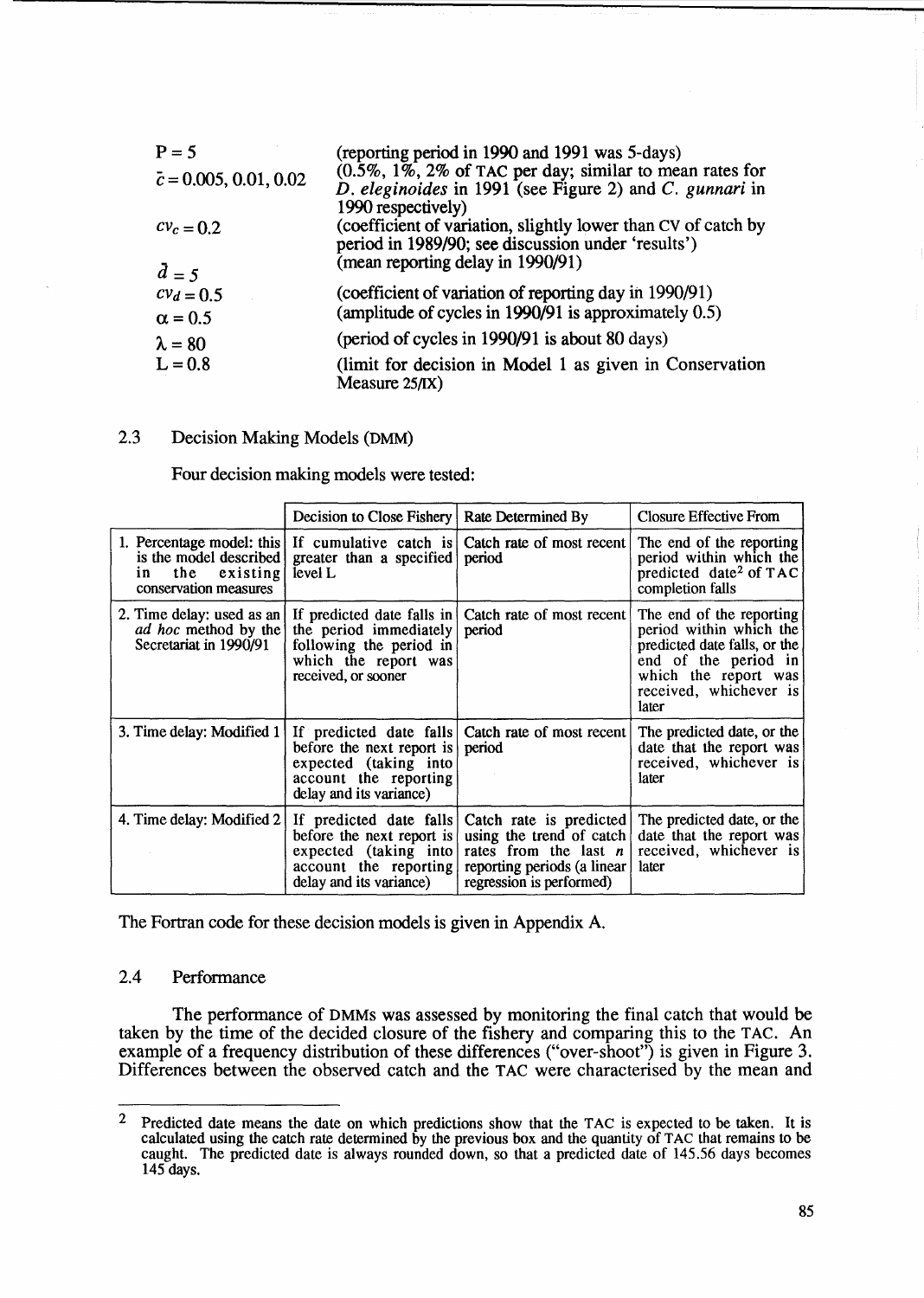| | |
|---|---|
| $P = 5$ | (reporting period in 1990 and 1991 was 5-days) |
| $\bar{c} = 0.005, 0.01, 0.02$ | (0.5%, 1%, 2% of TAC per day; similar to mean rates for *D. eleginoides* in 1991 (see Figure 2) and *C. gunnari* in 1990 respectively) |
| $cv_c = 0.2$ | (coefficient of variation, slightly lower than CV of catch by period in 1989/90; see discussion under 'results') |
| $\bar{d} = 5$ | (mean reporting delay in 1990/91) |
| $cv_d = 0.5$ | (coefficient of variation of reporting day in 1990/91) |
| $\alpha = 0.5$ | (amplitude of cycles in 1990/91 is approximately 0.5) |
| $\lambda = 80$ | (period of cycles in 1990/91 is about 80 days) |
| $L = 0.8$ | (limit for decision in Model 1 as given in Conservation Measure 25/IX) |

### 2.3 Decision Making Models (DMM)

Four decision making models were tested:

| | Decision to Close Fishery | Rate Determined By | Closure Effective From |
|---|---|---|---|
| 1. Percentage model: this is the model described in the existing conservation measures | If cumulative catch is greater than a specified level L | Catch rate of most recent period | The end of the reporting period within which the predicted date[2] of TAC completion falls |
| 2. Time delay: used as an *ad hoc* method by the Secretariat in 1990/91 | If predicted date falls in the period immediately following the period in which the report was received, or sooner | Catch rate of most recent period | The end of the reporting period within which the predicted date falls, or the end of the period in which the report was received, whichever is later |
| 3. Time delay: Modified 1 | If predicted date falls before the next report is expected (taking into account the reporting delay and its variance) | Catch rate of most recent period | The predicted date, or the date that the report was received, whichever is later |
| 4. Time delay: Modified 2 | If predicted date falls before the next report is expected (taking into account the reporting delay and its variance) | Catch rate is predicted using the trend of catch rates from the last *n* reporting periods (a linear regression is performed) | The predicted date, or the date that the report was received, whichever is later |

The Fortran code for these decision models is given in Appendix A.

### 2.4 Performance

The performance of DMMs was assessed by monitoring the final catch that would be taken by the time of the decided closure of the fishery and comparing this to the TAC. An example of a frequency distribution of these differences ("over-shoot") is given in Figure 3. Differences between the observed catch and the TAC were characterised by the mean and

---

[2] Predicted date means the date on which predictions show that the TAC is expected to be taken. It is calculated using the catch rate determined by the previous box and the quantity of TAC that remains to be caught. The predicted date is always rounded down, so that a predicted date of 145.56 days becomes 145 days.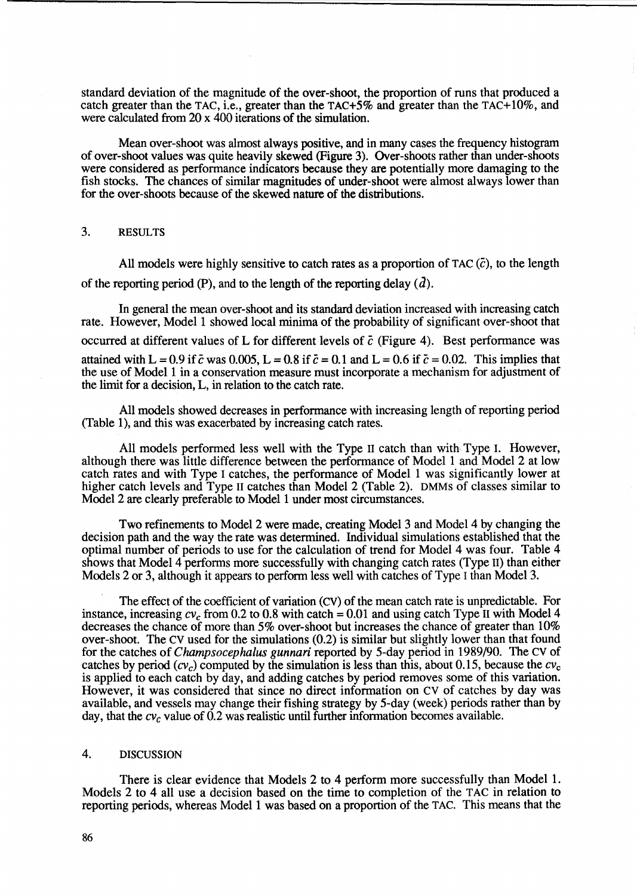standard deviation of the magnitude of the over-shoot, the proportion of runs that produced a catch greater than the TAC, i.e., greater than the TAC+5% and greater than the TAC+10%, and were calculated from 20 x 400 iterations of the simulation.

Mean over-shoot was almost always positive, and in many cases the frequency histogram of over-shoot values was quite heavily skewed (Figure 3). Over-shoots rather than under-shoots were considered as performance indicators because they are potentially more damaging to the fish stocks. The chances of similar magnitudes of under-shoot were almost always lower than for the over-shoots because of the skewed nature of the distributions.

## 3. RESULTS

All models were highly sensitive to catch rates as a proportion of TAC ($\bar{c}$), to the length of the reporting period (P), and to the length of the reporting delay ($\bar{d}$).

In general the mean over-shoot and its standard deviation increased with increasing catch rate. However, Model 1 showed local minima of the probability of significant over-shoot that occurred at different values of L for different levels of $\bar{c}$ (Figure 4). Best performance was attained with L = 0.9 if $\bar{c}$ was 0.005, L = 0.8 if $\bar{c}$ = 0.1 and L = 0.6 if $\bar{c}$ = 0.02. This implies that the use of Model 1 in a conservation measure must incorporate a mechanism for adjustment of the limit for a decision, L, in relation to the catch rate.

All models showed decreases in performance with increasing length of reporting period (Table 1), and this was exacerbated by increasing catch rates.

All models performed less well with the Type II catch than with Type I. However, although there was little difference between the performance of Model 1 and Model 2 at low catch rates and with Type I catches, the performance of Model 1 was significantly lower at higher catch levels and Type II catches than Model 2 (Table 2). DMMs of classes similar to Model 2 are clearly preferable to Model 1 under most circumstances.

Two refinements to Model 2 were made, creating Model 3 and Model 4 by changing the decision path and the way the rate was determined. Individual simulations established that the optimal number of periods to use for the calculation of trend for Model 4 was four. Table 4 shows that Model 4 performs more successfully with changing catch rates (Type II) than either Models 2 or 3, although it appears to perform less well with catches of Type I than Model 3.

The effect of the coefficient of variation (CV) of the mean catch rate is unpredictable. For instance, increasing $cv_c$ from 0.2 to 0.8 with catch = 0.01 and using catch Type II with Model 4 decreases the chance of more than 5% over-shoot but increases the chance of greater than 10% over-shoot. The CV used for the simulations (0.2) is similar but slightly lower than that found for the catches of *Champsocephalus gunnari* reported by 5-day period in 1989/90. The CV of catches by period ($cv_c$) computed by the simulation is less than this, about 0.15, because the $cv_c$ is applied to each catch by day, and adding catches by period removes some of this variation. However, it was considered that since no direct information on CV of catches by day was available, and vessels may change their fishing strategy by 5-day (week) periods rather than by day, that the $cv_c$ value of 0.2 was realistic until further information becomes available.

## 4. DISCUSSION

There is clear evidence that Models 2 to 4 perform more successfully than Model 1. Models 2 to 4 all use a decision based on the time to completion of the TAC in relation to reporting periods, whereas Model 1 was based on a proportion of the TAC. This means that the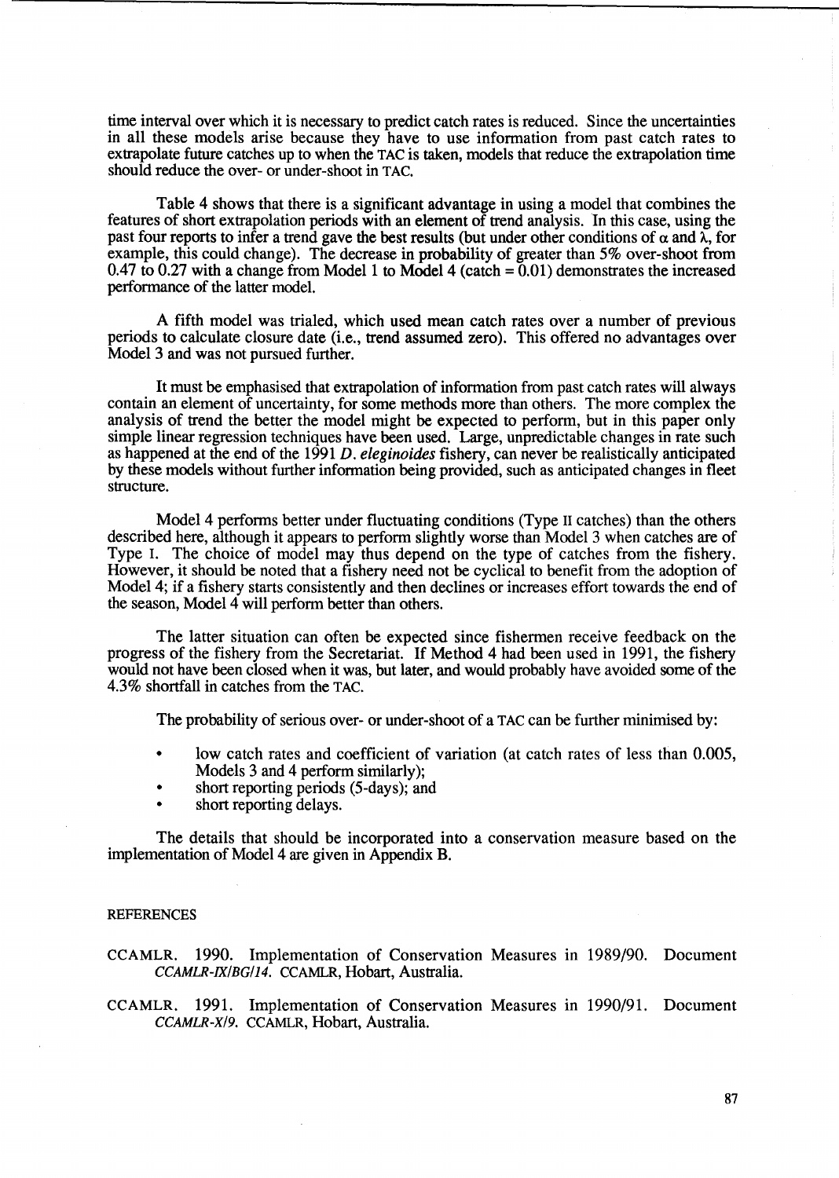time interval over which it is necessary to predict catch rates is reduced. Since the uncertainties in all these models arise because they have to use information from past catch rates to extrapolate future catches up to when the TAC is taken, models that reduce the extrapolation time should reduce the over- or under-shoot in TAC.

Table 4 shows that there is a significant advantage in using a model that combines the features of short extrapolation periods with an element of trend analysis. In this case, using the past four reports to infer a trend gave the best results (but under other conditions of $\alpha$ and $\lambda$, for example, this could change). The decrease in probability of greater than 5% over-shoot from 0.47 to 0.27 with a change from Model 1 to Model 4 (catch = 0.01) demonstrates the increased performance of the latter model.

A fifth model was trialed, which used mean catch rates over a number of previous periods to calculate closure date (i.e., trend assumed zero). This offered no advantages over Model 3 and was not pursued further.

It must be emphasised that extrapolation of information from past catch rates will always contain an element of uncertainty, for some methods more than others. The more complex the analysis of trend the better the model might be expected to perform, but in this paper only simple linear regression techniques have been used. Large, unpredictable changes in rate such as happened at the end of the 1991 *D. eleginoides* fishery, can never be realistically anticipated by these models without further information being provided, such as anticipated changes in fleet structure.

Model 4 performs better under fluctuating conditions (Type II catches) than the others described here, although it appears to perform slightly worse than Model 3 when catches are of Type I. The choice of model may thus depend on the type of catches from the fishery. However, it should be noted that a fishery need not be cyclical to benefit from the adoption of Model 4; if a fishery starts consistently and then declines or increases effort towards the end of the season, Model 4 will perform better than others.

The latter situation can often be expected since fishermen receive feedback on the progress of the fishery from the Secretariat. If Method 4 had been used in 1991, the fishery would not have been closed when it was, but later, and would probably have avoided some of the 4.3% shortfall in catches from the TAC.

The probability of serious over- or under-shoot of a TAC can be further minimised by:

- low catch rates and coefficient of variation (at catch rates of less than 0.005, Models 3 and 4 perform similarly);
- short reporting periods (5-days); and
- short reporting delays.

The details that should be incorporated into a conservation measure based on the implementation of Model 4 are given in Appendix B.

## REFERENCES

CCAMLR. 1990. Implementation of Conservation Measures in 1989/90. Document *CCAMLR-IX/BG/14*. CCAMLR, Hobart, Australia.

CCAMLR. 1991. Implementation of Conservation Measures in 1990/91. Document *CCAMLR-X/9*. CCAMLR, Hobart, Australia.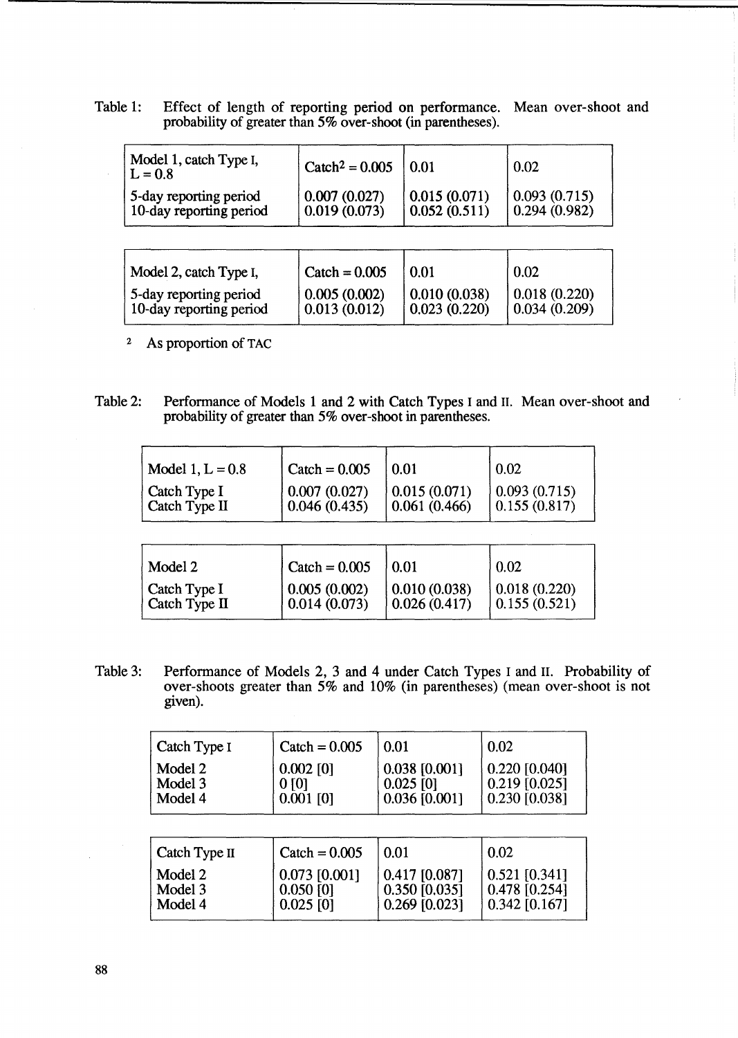Table 1: Effect of length of reporting period on performance. Mean over-shoot and probability of greater than 5% over-shoot (in parentheses).

| Model 1, catch Type I, L = 0.8 | Catch[2] = 0.005 | 0.01 | 0.02 |
|---|---|---|---|
| 5-day reporting period | 0.007 (0.027) | 0.015 (0.071) | 0.093 (0.715) |
| 10-day reporting period | 0.019 (0.073) | 0.052 (0.511) | 0.294 (0.982) |

| Model 2, catch Type I, | Catch = 0.005 | 0.01 | 0.02 |
|---|---|---|---|
| 5-day reporting period | 0.005 (0.002) | 0.010 (0.038) | 0.018 (0.220) |
| 10-day reporting period | 0.013 (0.012) | 0.023 (0.220) | 0.034 (0.209) |

[2] As proportion of TAC

Table 2: Performance of Models 1 and 2 with Catch Types I and II. Mean over-shoot and probability of greater than 5% over-shoot in parentheses.

| Model 1, L = 0.8 | Catch = 0.005 | 0.01 | 0.02 |
|---|---|---|---|
| Catch Type I | 0.007 (0.027) | 0.015 (0.071) | 0.093 (0.715) |
| Catch Type II | 0.046 (0.435) | 0.061 (0.466) | 0.155 (0.817) |

| Model 2 | Catch = 0.005 | 0.01 | 0.02 |
|---|---|---|---|
| Catch Type I | 0.005 (0.002) | 0.010 (0.038) | 0.018 (0.220) |
| Catch Type II | 0.014 (0.073) | 0.026 (0.417) | 0.155 (0.521) |

Table 3: Performance of Models 2, 3 and 4 under Catch Types I and II. Probability of over-shoots greater than 5% and 10% (in parentheses) (mean over-shoot is not given).

| Catch Type I | Catch = 0.005 | 0.01 | 0.02 |
|---|---|---|---|
| Model 2 | 0.002 [0] | 0.038 [0.001] | 0.220 [0.040] |
| Model 3 | 0 [0] | 0.025 [0] | 0.219 [0.025] |
| Model 4 | 0.001 [0] | 0.036 [0.001] | 0.230 [0.038] |

| Catch Type II | Catch = 0.005 | 0.01 | 0.02 |
|---|---|---|---|
| Model 2 | 0.073 [0.001] | 0.417 [0.087] | 0.521 [0.341] |
| Model 3 | 0.050 [0] | 0.350 [0.035] | 0.478 [0.254] |
| Model 4 | 0.025 [0] | 0.269 [0.023] | 0.342 [0.167] |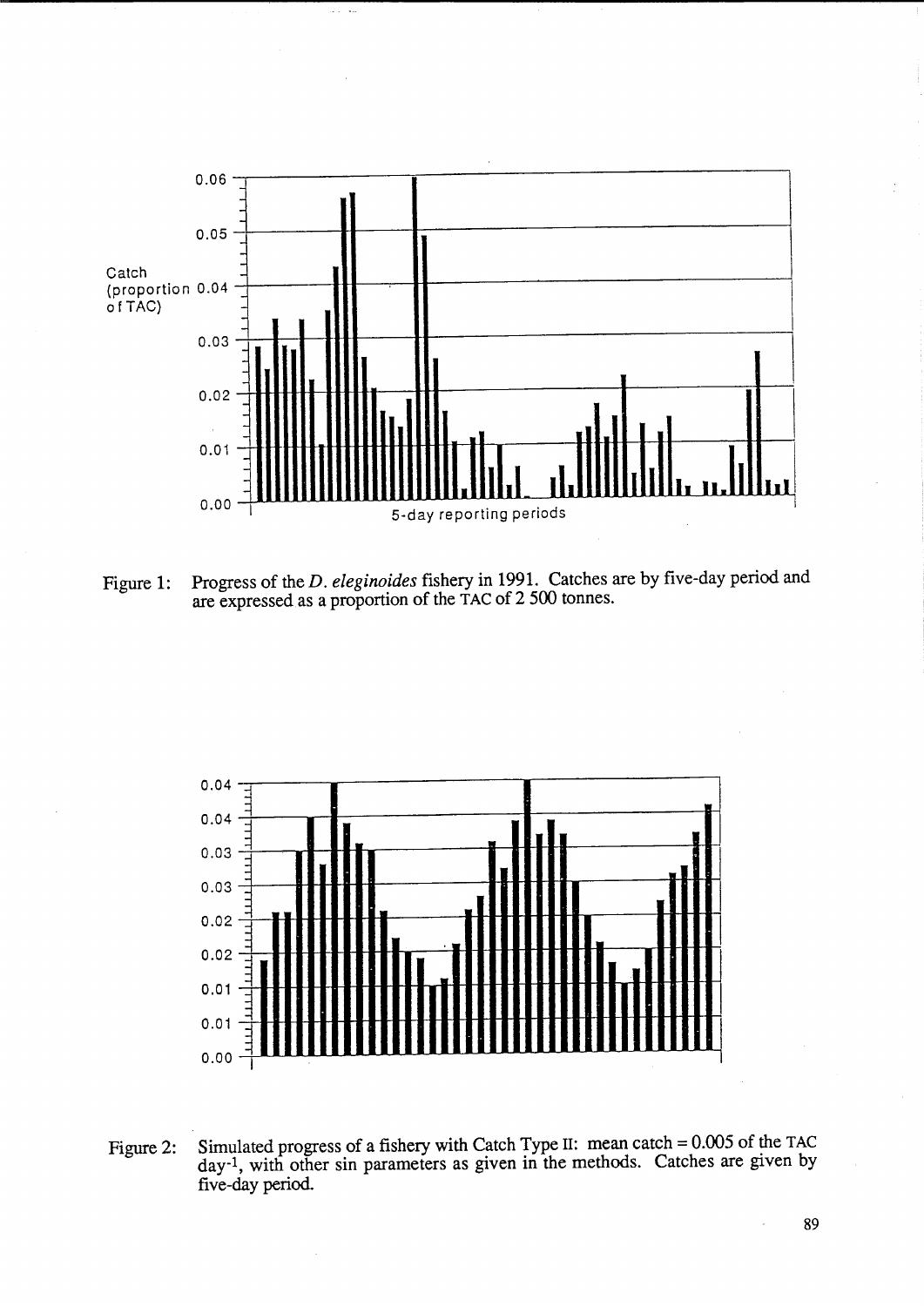Figure 1: Progress of the *D. eleginoides* fishery in 1991. Catches are by five-day period and are expressed as a proportion of the TAC of 2 500 tonnes.

Figure 2: Simulated progress of a fishery with Catch Type II: mean catch = 0.005 of the TAC day$^{-1}$, with other sin parameters as given in the methods. Catches are given by five-day period.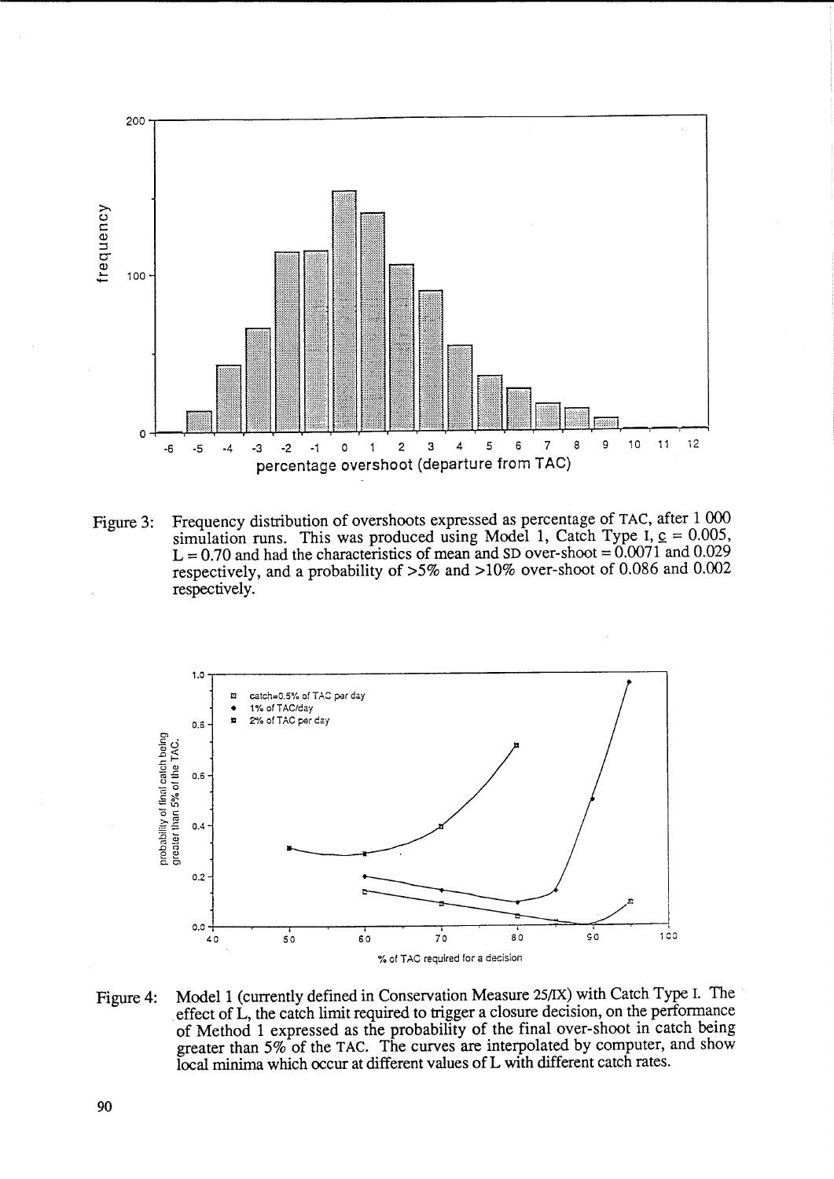Figure 3: Frequency distribution of overshoots expressed as percentage of TAC, after 1 000 simulation runs. This was produced using Model 1, Catch Type I, $\underline{c}$ = 0.005, L = 0.70 and had the characteristics of mean and SD over-shoot = 0.0071 and 0.029 respectively, and a probability of >5% and >10% over-shoot of 0.086 and 0.002 respectively.

Figure 4: Model 1 (currently defined in Conservation Measure 25/IX) with Catch Type I. The effect of L, the catch limit required to trigger a closure decision, on the performance of Method 1 expressed as the probability of the final over-shoot in catch being greater than 5% of the TAC. The curves are interpolated by computer, and show local minima which occur at different values of L with different catch rates.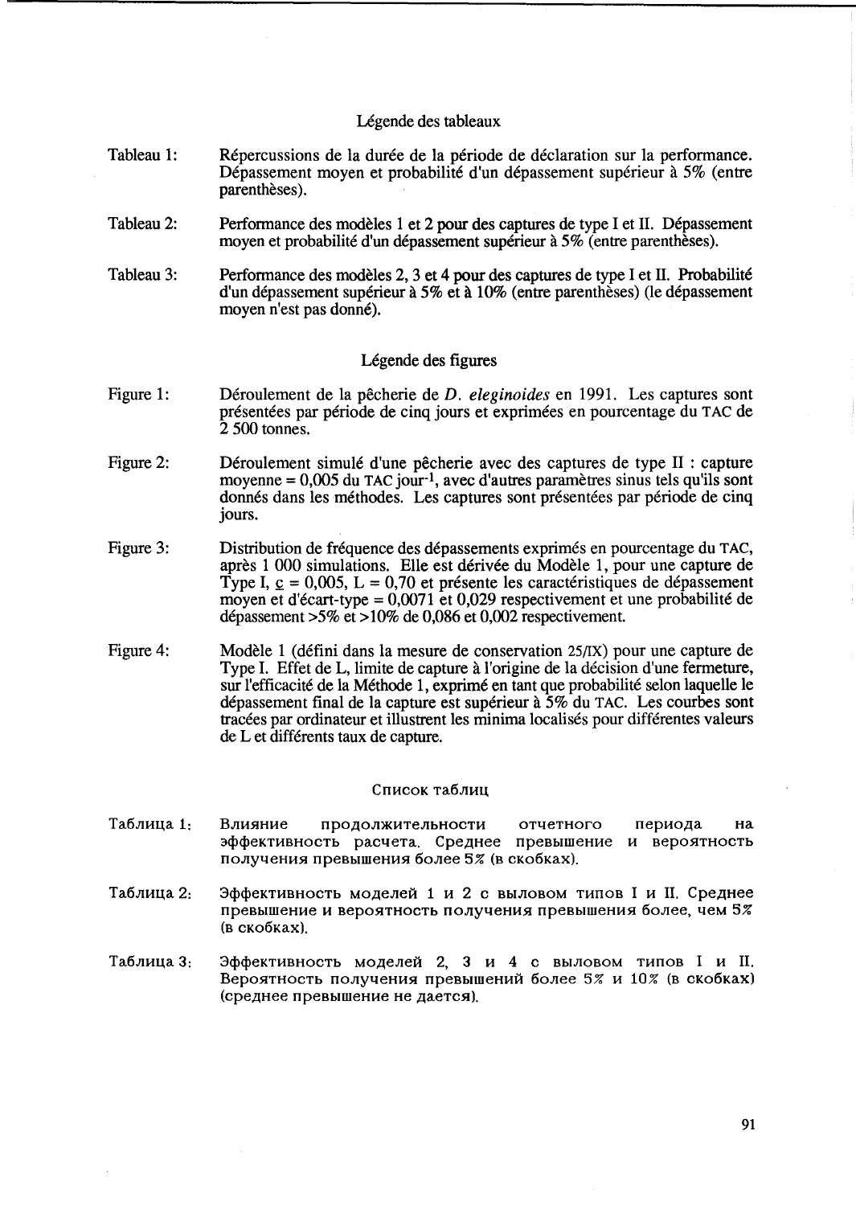## Légende des tableaux

Tableau 1: Répercussions de la durée de la période de déclaration sur la performance. Dépassement moyen et probabilité d'un dépassement supérieur à 5% (entre parenthèses).

Tableau 2: Performance des modèles 1 et 2 pour des captures de type I et II. Dépassement moyen et probabilité d'un dépassement supérieur à 5% (entre parenthèses).

Tableau 3: Performance des modèles 2, 3 et 4 pour des captures de type I et II. Probabilité d'un dépassement supérieur à 5% et à 10% (entre parenthèses) (le dépassement moyen n'est pas donné).

## Légende des figures

Figure 1: Déroulement de la pêcherie de *D. eleginoides* en 1991. Les captures sont présentées par période de cinq jours et exprimées en pourcentage du TAC de 2 500 tonnes.

Figure 2: Déroulement simulé d'une pêcherie avec des captures de type II : capture moyenne = 0,005 du TAC $jour^{-1}$, avec d'autres paramètres sinus tels qu'ils sont donnés dans les méthodes. Les captures sont présentées par période de cinq jours.

Figure 3: Distribution de fréquence des dépassements exprimés en pourcentage du TAC, après 1 000 simulations. Elle est dérivée du Modèle 1, pour une capture de Type I, $\underline{c}$ = 0,005, L = 0,70 et présente les caractéristiques de dépassement moyen et d'écart-type = 0,0071 et 0,029 respectivement et une probabilité de dépassement >5% et >10% de 0,086 et 0,002 respectivement.

Figure 4: Modèle 1 (défini dans la mesure de conservation 25/IX) pour une capture de Type I. Effet de L, limite de capture à l'origine de la décision d'une fermeture, sur l'efficacité de la Méthode 1, exprimé en tant que probabilité selon laquelle le dépassement final de la capture est supérieur à 5% du TAC. Les courbes sont tracées par ordinateur et illustrent les minima localisés pour différentes valeurs de L et différents taux de capture.

## Список таблиц

Таблица 1: Влияние продолжительности отчетного периода на эффективность расчета. Среднее превышение и вероятность получения превышения более 5% (в скобках).

Таблица 2: Эффективность моделей 1 и 2 с выловом типов I и II. Среднее превышение и вероятность получения превышения более, чем 5% (в скобках).

Таблица 3: Эффективность моделей 2, 3 и 4 с выловом типов I и II. Вероятность получения превышений более 5% и 10% (в скобках) (среднее превышение не дается).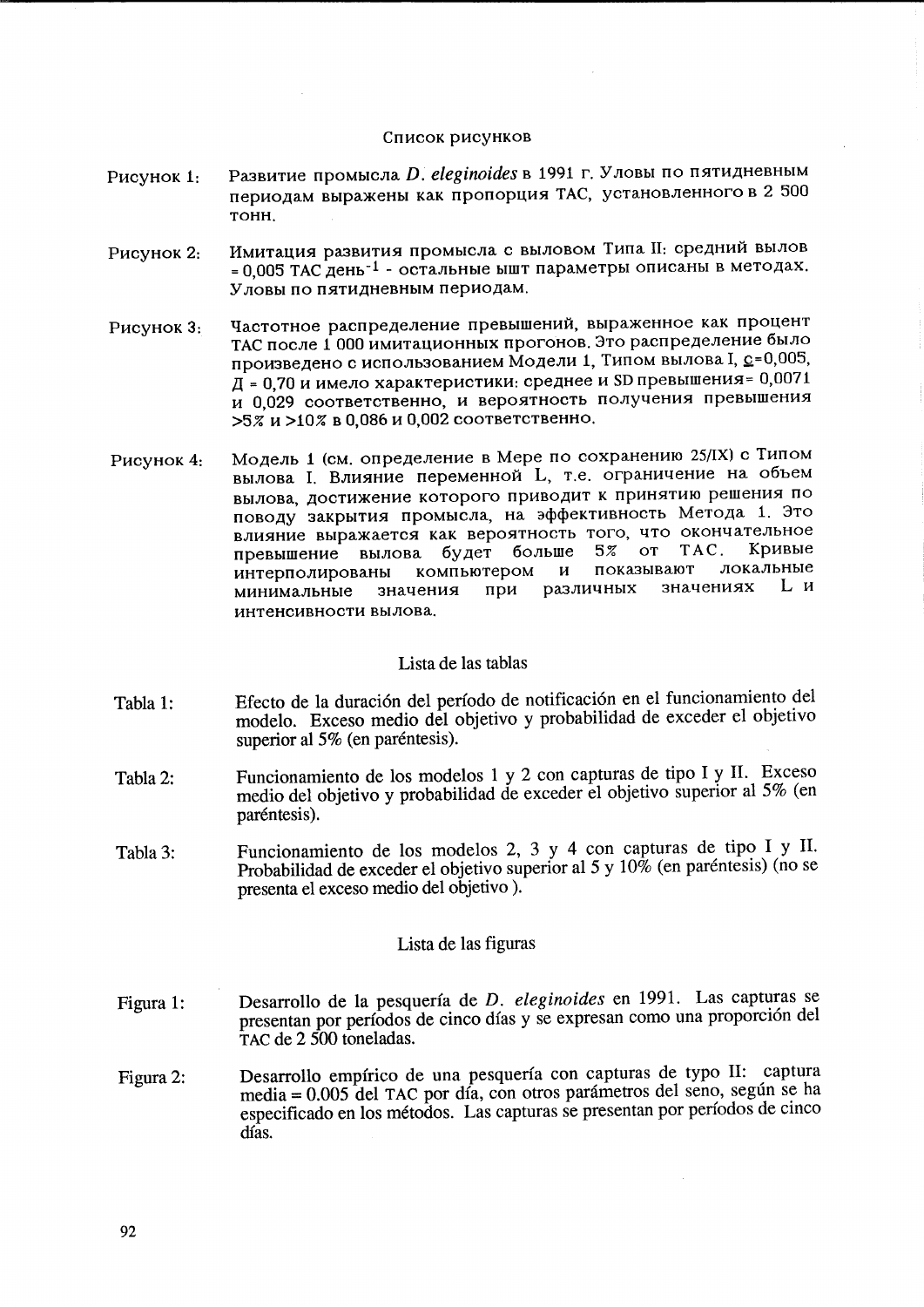## Список рисунков

Рисунок 1: Развитие промысла *D. eleginoides* в 1991 г. Уловы по пятидневным периодам выражены как пропорция TAC, установленного в 2 500 тонн.

Рисунок 2: Имитация развития промысла с выловом Типа II: средний вылов = 0,005 TAC день$^{-1}$ - остальные ышт параметры описаны в методах. Уловы по пятидневным периодам.

Рисунок 3: Частотное распределение превышений, выраженное как процент TAC после 1 000 имитационных прогонов. Это распределение было произведено с использованием Модели 1, Типом вылова I, $\underline{c}$=0,005, Д = 0,70 и имело характеристики: среднее и SD превышения= 0,0071 и 0,029 соответственно, и вероятность получения превышения >5% и >10% в 0,086 и 0,002 соответственно.

Рисунок 4: Модель 1 (см. определение в Мере по сохранению 25/IX) с Типом вылова I. Влияние переменной L, т.е. ограничение на объем вылова, достижение которого приводит к принятию решения по поводу закрытия промысла, на эффективность Метода 1. Это влияние выражается как вероятность того, что окончательное превышение вылова будет больше 5% от TAC. Кривые интерполированы компьютером и показывают локальные минимальные значения при различных значениях L и интенсивности вылова.

## Lista de las tablas

Tabla 1: Efecto de la duración del período de notificación en el funcionamiento del modelo. Exceso medio del objetivo y probabilidad de exceder el objetivo superior al 5% (en paréntesis).

Tabla 2: Funcionamiento de los modelos 1 y 2 con capturas de tipo I y II. Exceso medio del objetivo y probabilidad de exceder el objetivo superior al 5% (en paréntesis).

Tabla 3: Funcionamiento de los modelos 2, 3 y 4 con capturas de tipo I y II. Probabilidad de exceder el objetivo superior al 5 y 10% (en paréntesis) (no se presenta el exceso medio del objetivo ).

## Lista de las figuras

Figura 1: Desarrollo de la pesquería de *D. eleginoides* en 1991. Las capturas se presentan por períodos de cinco días y se expresan como una proporción del TAC de 2 500 toneladas.

Figura 2: Desarrollo empírico de una pesquería con capturas de typo II: captura media = 0.005 del TAC por día, con otros parámetros del seno, según se ha especificado en los métodos. Las capturas se presentan por períodos de cinco días.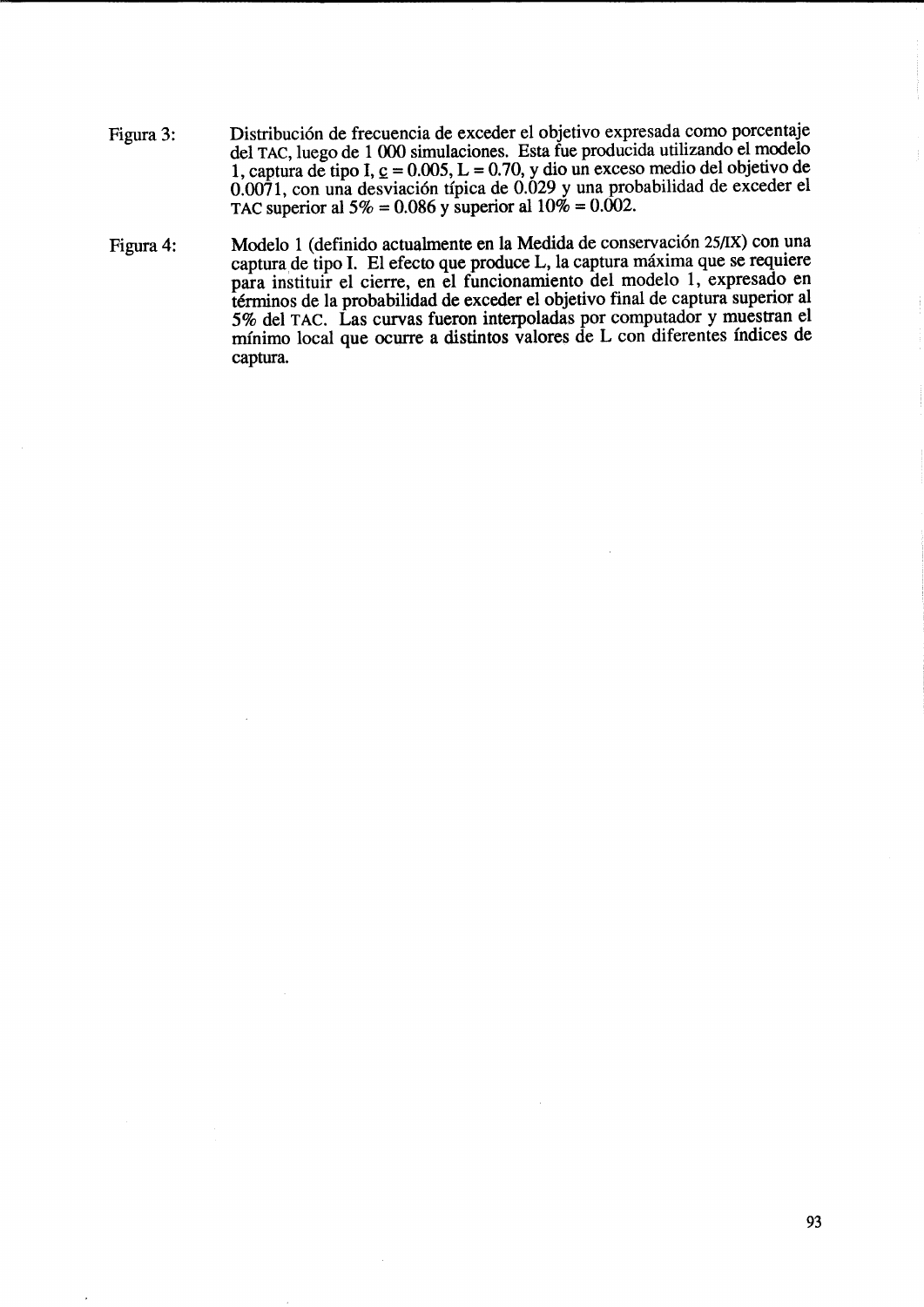Figura 3: Distribución de frecuencia de exceder el objetivo expresada como porcentaje del TAC, luego de 1 000 simulaciones. Esta fue producida utilizando el modelo 1, captura de tipo I, c = 0.005, L = 0.70, y dio un exceso medio del objetivo de 0.0071, con una desviación típica de 0.029 y una probabilidad de exceder el TAC superior al 5% = 0.086 y superior al 10% = 0.002.

Figura 4: Modelo 1 (definido actualmente en la Medida de conservación 25/IX) con una captura de tipo I. El efecto que produce L, la captura máxima que se requiere para instituir el cierre, en el funcionamiento del modelo 1, expresado en términos de la probabilidad de exceder el objetivo final de captura superior al 5% del TAC. Las curvas fueron interpoladas por computador y muestran el mínimo local que ocurre a distintos valores de L con diferentes índices de captura.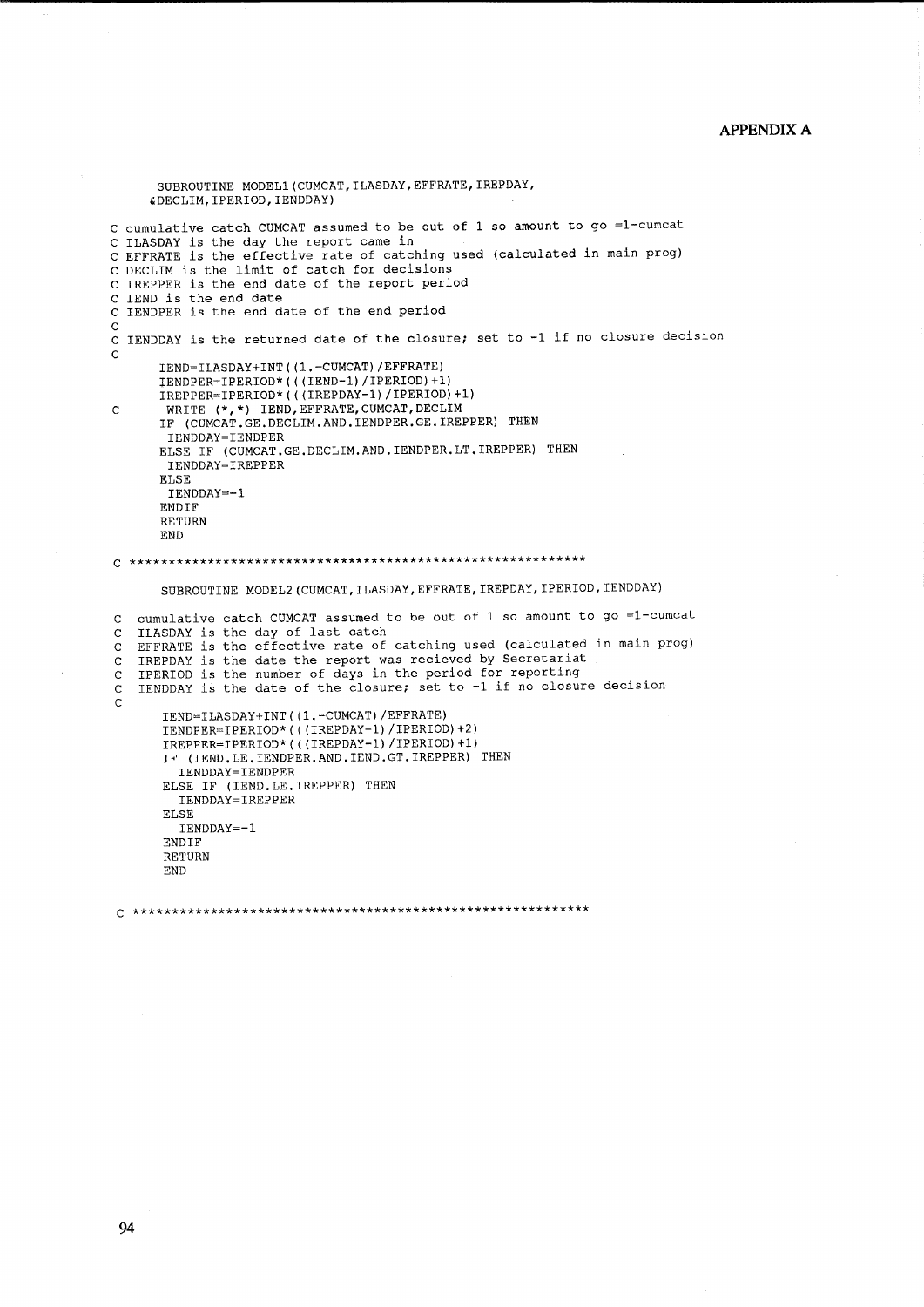# APPENDIX A

```
      SUBROUTINE MODEL1(CUMCAT,ILASDAY,EFFRATE,IREPDAY,
     &DECLIM,IPERIOD,IENDDAY)

C cumulative catch CUMCAT assumed to be out of 1 so amount to go =1-cumcat
C ILASDAY is the day the report came in
C EFFRATE is the effective rate of catching used (calculated in main prog)
C DECLIM is the limit of catch for decisions
C IREPPER is the end date of the report period
C IEND is the end date
C IENDPER is the end date of the end period
C
C IENDDAY is the returned date of the closure; set to -1 if no closure decision
C
      IEND=ILASDAY+INT((1.-CUMCAT)/EFFRATE)
      IENDPER=IPERIOD*(((IEND-1)/IPERIOD)+1)
      IREPPER=IPERIOD*(((IREPDAY-1)/IPERIOD)+1)
C      WRITE (*,*) IEND,EFFRATE,CUMCAT,DECLIM
      IF (CUMCAT.GE.DECLIM.AND.IENDPER.GE.IREPPER) THEN
       IENDDAY=IENDPER
      ELSE IF (CUMCAT.GE.DECLIM.AND.IENDPER.LT.IREPPER) THEN
       IENDDAY=IREPPER
      ELSE
       IENDDAY=-1
      ENDIF
      RETURN
      END

C ************************************************************

      SUBROUTINE MODEL2(CUMCAT,ILASDAY,EFFRATE,IREPDAY,IPERIOD,IENDDAY)

C  cumulative catch CUMCAT assumed to be out of 1 so amount to go =1-cumcat
C  ILASDAY is the day of last catch
C  EFFRATE is the effective rate of catching used (calculated in main prog)
C  IREPDAY is the date the report was recieved by Secretariat
C  IPERIOD is the number of days in the period for reporting
C  IENDDAY is the date of the closure; set to -1 if no closure decision
C
      IEND=ILASDAY+INT((1.-CUMCAT)/EFFRATE)
      IENDPER=IPERIOD*(((IREPDAY-1)/IPERIOD)+2)
      IREPPER=IPERIOD*(((IREPDAY-1)/IPERIOD)+1)
      IF (IEND.LE.IENDPER.AND.IEND.GT.IREPPER) THEN
        IENDDAY=IENDPER
      ELSE IF (IEND.LE.IREPPER) THEN
        IENDDAY=IREPPER
      ELSE
        IENDDAY=-1
      ENDIF
      RETURN
      END

C ************************************************************
```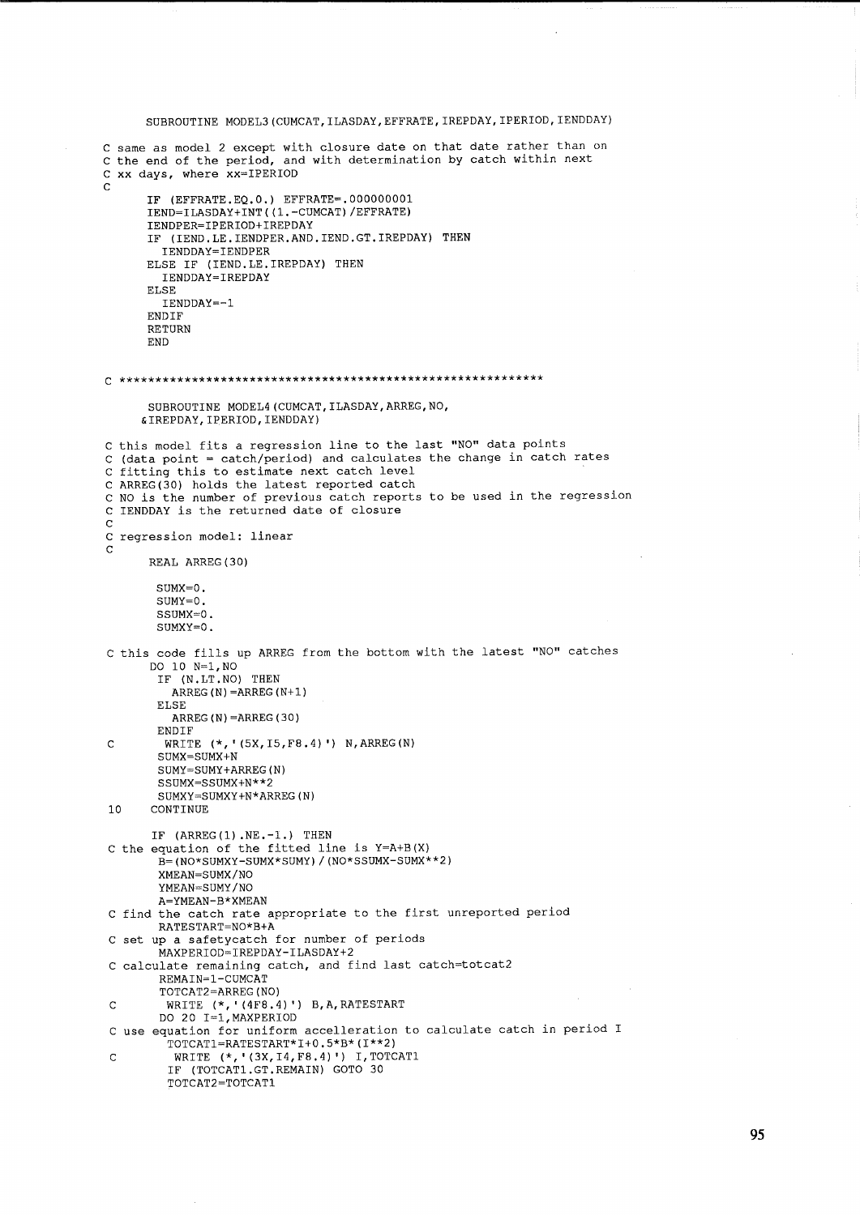```
      SUBROUTINE MODEL3(CUMCAT,ILASDAY,EFFRATE,IREPDAY,IPERIOD,IENDDAY)

C same as model 2 except with closure date on that date rather than on
C the end of the period, and with determination by catch within next
C xx days, where xx=IPERIOD
C
      IF (EFFRATE.EQ.0.) EFFRATE=.000000001
      IEND=ILASDAY+INT((1.-CUMCAT)/EFFRATE)
      IENDPER=IPERIOD+IREPDAY
      IF (IEND.LE.IENDPER.AND.IEND.GT.IREPDAY) THEN
        IENDDAY=IENDPER
      ELSE IF (IEND.LE.IREPDAY) THEN
        IENDDAY=IREPDAY
      ELSE
        IENDDAY=-1
      ENDIF
      RETURN
      END


C ***********************************************************

      SUBROUTINE MODEL4(CUMCAT,ILASDAY,ARREG,NO,
     &IREPDAY,IPERIOD,IENDDAY)

C this model fits a regression line to the last "NO" data points
C (data point = catch/period) and calculates the change in catch rates
C fitting this to estimate next catch level
C ARREG(30) holds the latest reported catch
C NO is the number of previous catch reports to be used in the regression
C IENDDAY is the returned date of closure
C
C regression model: linear
C
      REAL ARREG(30)

       SUMX=0.
       SUMY=0.
       SSUMX=0.
       SUMXY=0.

C this code fills up ARREG from the bottom with the latest "NO" catches
      DO 10 N=1,NO
       IF (N.LT.NO) THEN
         ARREG(N)=ARREG(N+1)
       ELSE
         ARREG(N)=ARREG(30)
       ENDIF
C       WRITE (*,'(5X,I5,F8.4)') N,ARREG(N)
       SUMX=SUMX+N
       SUMY=SUMY+ARREG(N)
       SSUMX=SSUMX+N**2
       SUMXY=SUMXY+N*ARREG(N)
 10   CONTINUE

      IF (ARREG(1).NE.-1.) THEN
C the equation of the fitted line is Y=A+B(X)
       B=(NO*SUMXY-SUMX*SUMY)/(NO*SSUMX-SUMX**2)
       XMEAN=SUMX/NO
       YMEAN=SUMY/NO
       A=YMEAN-B*XMEAN
C find the catch rate appropriate to the first unreported period
       RATESTART=NO*B+A
C set up a safetycatch for number of periods
       MAXPERIOD=IREPDAY-ILASDAY+2
C calculate remaining catch, and find last catch=totcat2
       REMAIN=1-CUMCAT
       TOTCAT2=ARREG(NO)
C       WRITE (*,'(4F8.4)') B,A,RATESTART
       DO 20 I=1,MAXPERIOD
C use equation for uniform accelleration to calculate catch in period I
        TOTCAT1=RATESTART*I+0.5*B*(I**2)
C        WRITE (*,'(3X,I4,F8.4)') I,TOTCAT1
        IF (TOTCAT1.GT.REMAIN) GOTO 30
        TOTCAT2=TOTCAT1
```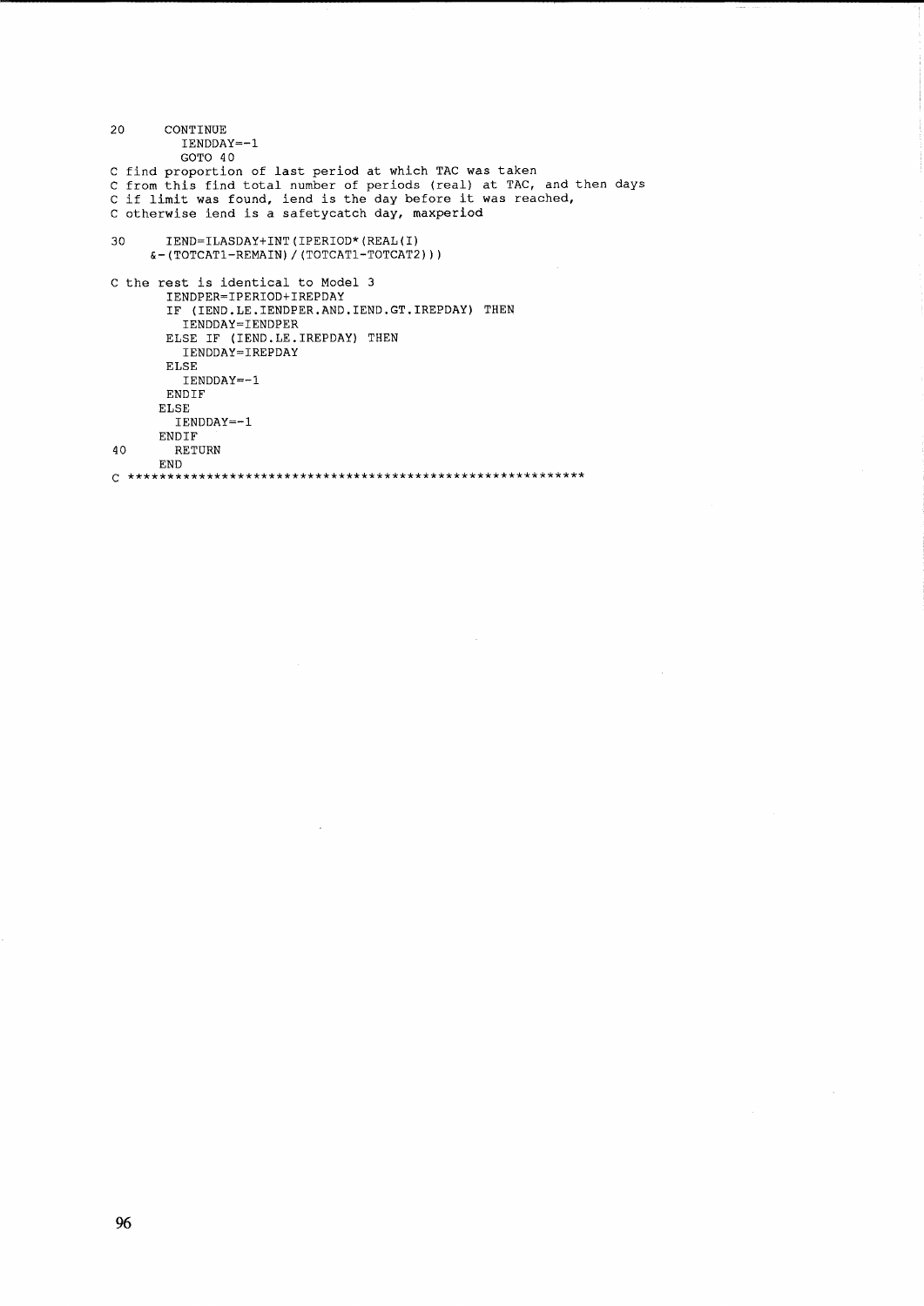```
20      CONTINUE
          IENDDAY=-1
          GOTO 40
C find proportion of last period at which TAC was taken
C from this find total number of periods (real) at TAC, and then days
C if limit was found, iend is the day before it was reached,
C otherwise iend is a safetycatch day, maxperiod

30      IEND=ILASDAY+INT(IPERIOD*(REAL(I)
     &-(TOTCAT1-REMAIN)/(TOTCAT1-TOTCAT2)))

C the rest is identical to Model 3
        IENDPER=IPERIOD+IREPDAY
        IF (IEND.LE.IENDPER.AND.IEND.GT.IREPDAY) THEN
          IENDDAY=IENDPER
        ELSE IF (IEND.LE.IREPDAY) THEN
          IENDDAY=IREPDAY
        ELSE
          IENDDAY=-1
        ENDIF
       ELSE
         IENDDAY=-1
       ENDIF
40       RETURN
       END
C *************************************************************
```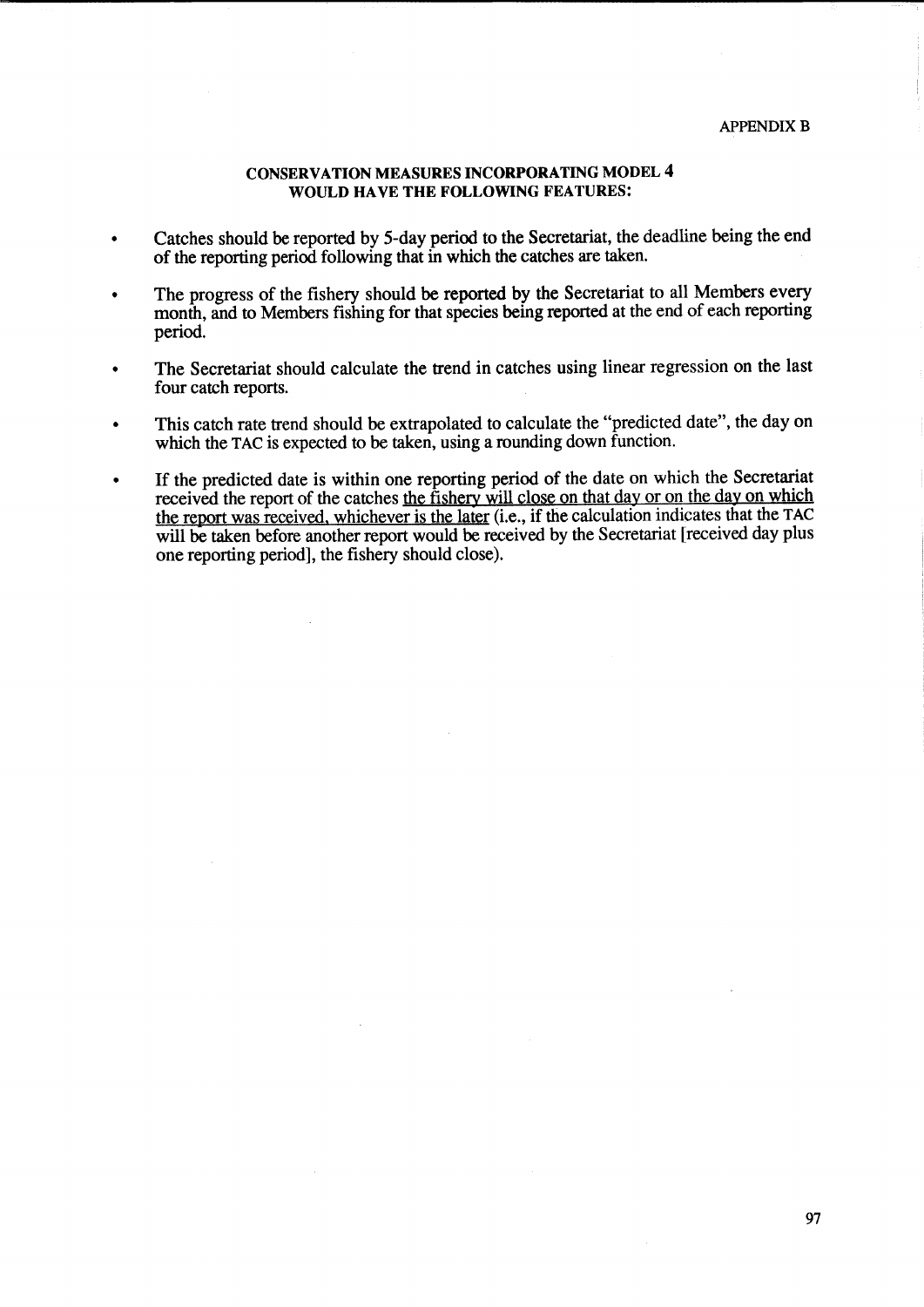APPENDIX B

## CONSERVATION MEASURES INCORPORATING MODEL 4 WOULD HAVE THE FOLLOWING FEATURES:

- Catches should be reported by 5-day period to the Secretariat, the deadline being the end of the reporting period following that in which the catches are taken.
- The progress of the fishery should be reported by the Secretariat to all Members every month, and to Members fishing for that species being reported at the end of each reporting period.
- The Secretariat should calculate the trend in catches using linear regression on the last four catch reports.
- This catch rate trend should be extrapolated to calculate the "predicted date", the day on which the TAC is expected to be taken, using a rounding down function.
- If the predicted date is within one reporting period of the date on which the Secretariat received the report of the catches <u>the fishery will close on that day or on the day on which the report was received, whichever is the later</u> (i.e., if the calculation indicates that the TAC will be taken before another report would be received by the Secretariat [received day plus one reporting period], the fishery should close).